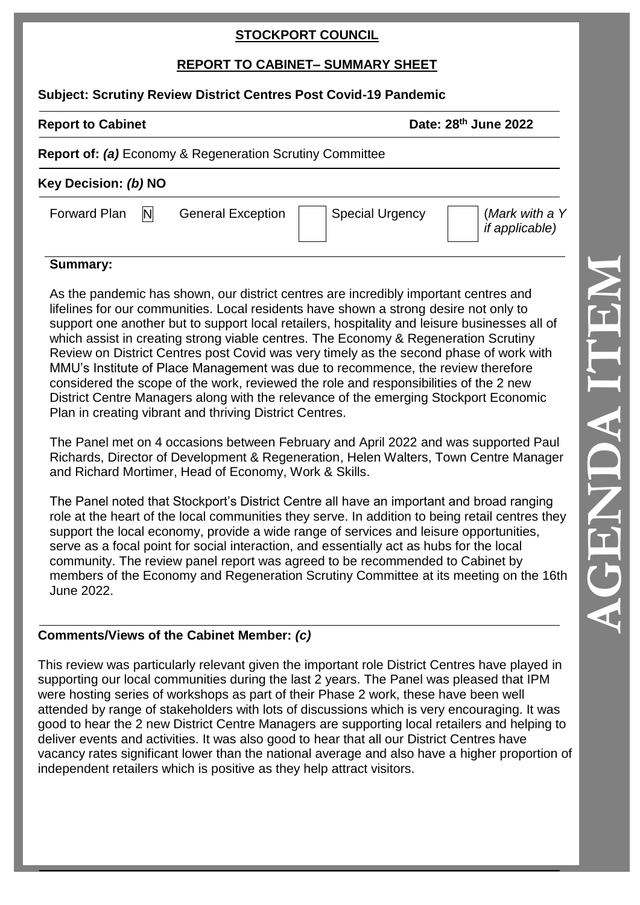**STOCKPORT COUNCIL**

**REPORT TO CABINET– SUMMARY SHEET**

**Subject: Scrutiny Review District Centres Post Covid-19 Pandemic**

**Report to Cabinet** **Date: 28th June 2022**

**Report of:** ***(a)*** Economy & Regeneration Scrutiny Committee

**Key Decision:** ***(b)*** **NO**

| Forward Plan | N | General Exception | | Special Urgency | | (*Mark with a Y if applicable)* |
|---|---|---|---|---|---|---|

**Summary:**

As the pandemic has shown, our district centres are incredibly important centres and lifelines for our communities. Local residents have shown a strong desire not only to support one another but to support local retailers, hospitality and leisure businesses all of which assist in creating strong viable centres. The Economy & Regeneration Scrutiny Review on District Centres post Covid was very timely as the second phase of work with MMU's Institute of Place Management was due to recommence, the review therefore considered the scope of the work, reviewed the role and responsibilities of the 2 new District Centre Managers along with the relevance of the emerging Stockport Economic Plan in creating vibrant and thriving District Centres.

The Panel met on 4 occasions between February and April 2022 and was supported Paul Richards, Director of Development & Regeneration, Helen Walters, Town Centre Manager and Richard Mortimer, Head of Economy, Work & Skills.

The Panel noted that Stockport's District Centre all have an important and broad ranging role at the heart of the local communities they serve. In addition to being retail centres they support the local economy, provide a wide range of services and leisure opportunities, serve as a focal point for social interaction, and essentially act as hubs for the local community. The review panel report was agreed to be recommended to Cabinet by members of the Economy and Regeneration Scrutiny Committee at its meeting on the 16th June 2022.

**Comments/Views of the Cabinet Member:** ***(c)***

This review was particularly relevant given the important role District Centres have played in supporting our local communities during the last 2 years. The Panel was pleased that IPM were hosting series of workshops as part of their Phase 2 work, these have been well attended by range of stakeholders with lots of discussions which is very encouraging. It was good to hear the 2 new District Centre Managers are supporting local retailers and helping to deliver events and activities. It was also good to hear that all our District Centres have vacancy rates significant lower than the national average and also have a higher proportion of independent retailers which is positive as they help attract visitors.

AGENDA ITEM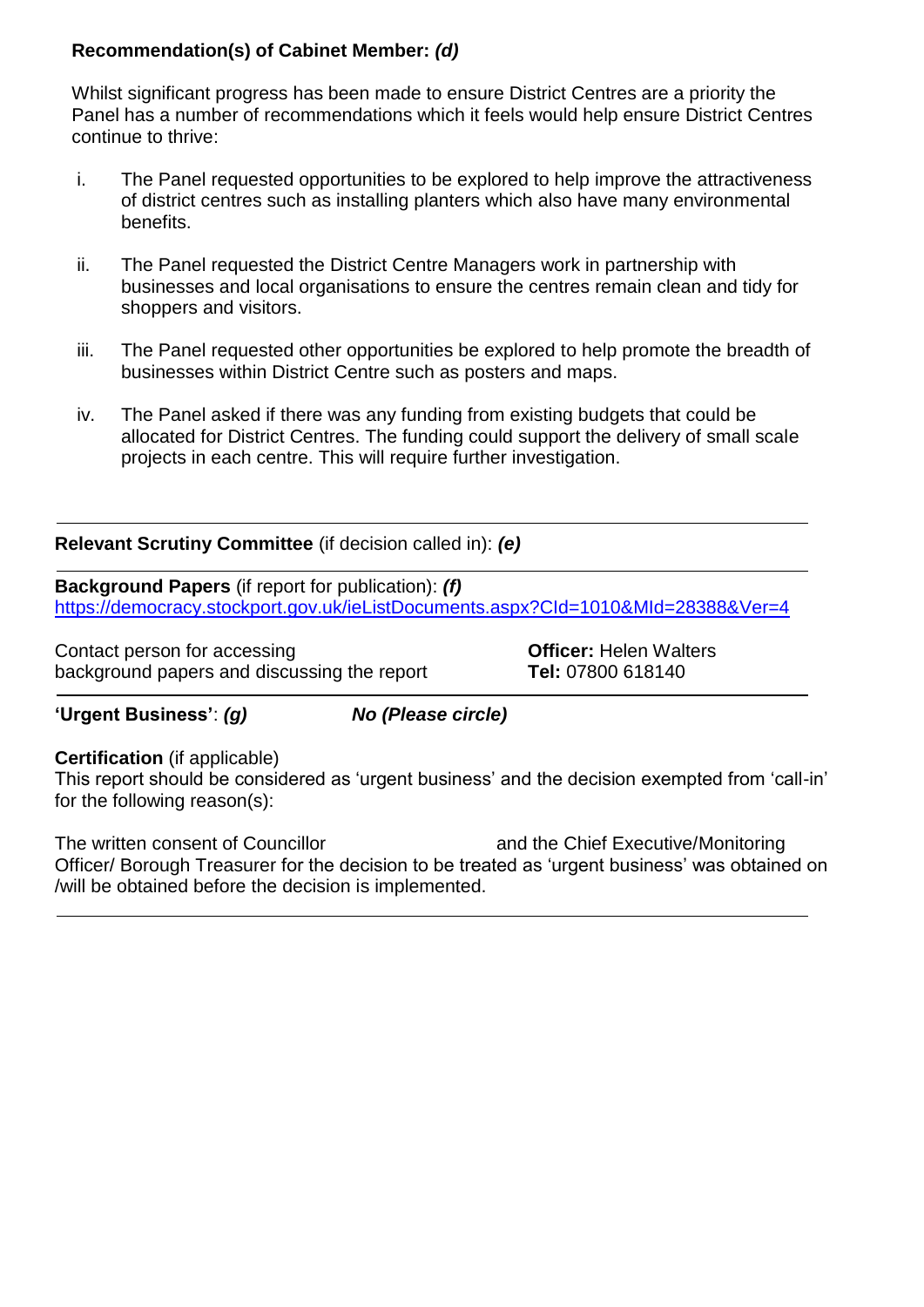**Recommendation(s) of Cabinet Member:** ***(d)***

Whilst significant progress has been made to ensure District Centres are a priority the Panel has a number of recommendations which it feels would help ensure District Centres continue to thrive:

i. The Panel requested opportunities to be explored to help improve the attractiveness of district centres such as installing planters which also have many environmental benefits.

ii. The Panel requested the District Centre Managers work in partnership with businesses and local organisations to ensure the centres remain clean and tidy for shoppers and visitors.

iii. The Panel requested other opportunities be explored to help promote the breadth of businesses within District Centre such as posters and maps.

iv. The Panel asked if there was any funding from existing budgets that could be allocated for District Centres. The funding could support the delivery of small scale projects in each centre. This will require further investigation.

---

**Relevant Scrutiny Committee** (if decision called in): ***(e)***

---

**Background Papers** (if report for publication): ***(f)***
https://democracy.stockport.gov.uk/ieListDocuments.aspx?CId=1010&MId=28388&Ver=4

Contact person for accessing background papers and discussing the report

**Officer:** Helen Walters
**Tel:** 07800 618140

---

**'Urgent Business'**: ***(g)*** ***No (Please circle)***

**Certification** (if applicable)
This report should be considered as 'urgent business' and the decision exempted from 'call-in' for the following reason(s):

The written consent of Councillor and the Chief Executive/Monitoring Officer/ Borough Treasurer for the decision to be treated as 'urgent business' was obtained on /will be obtained before the decision is implemented.